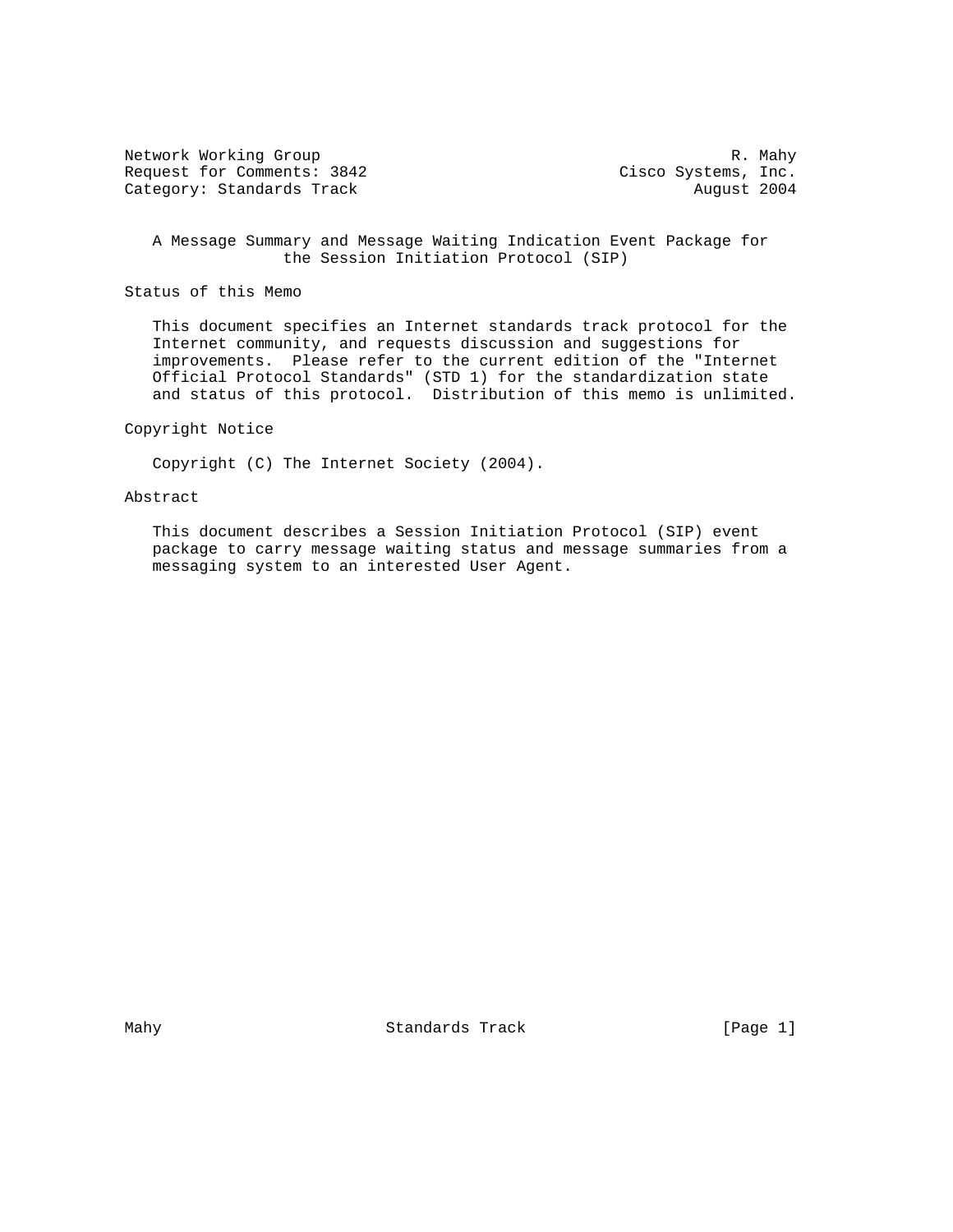Network Working Group R. Mahy
Request for Comments: 3842 Cisco Systems, Inc.
Category: Standards Track August 2004

# A Message Summary and Message Waiting Indication Event Package for the Session Initiation Protocol (SIP)

## Status of this Memo

This document specifies an Internet standards track protocol for the Internet community, and requests discussion and suggestions for improvements. Please refer to the current edition of the "Internet Official Protocol Standards" (STD 1) for the standardization state and status of this protocol. Distribution of this memo is unlimited.

## Copyright Notice

Copyright (C) The Internet Society (2004).

## Abstract

This document describes a Session Initiation Protocol (SIP) event package to carry message waiting status and message summaries from a messaging system to an interested User Agent.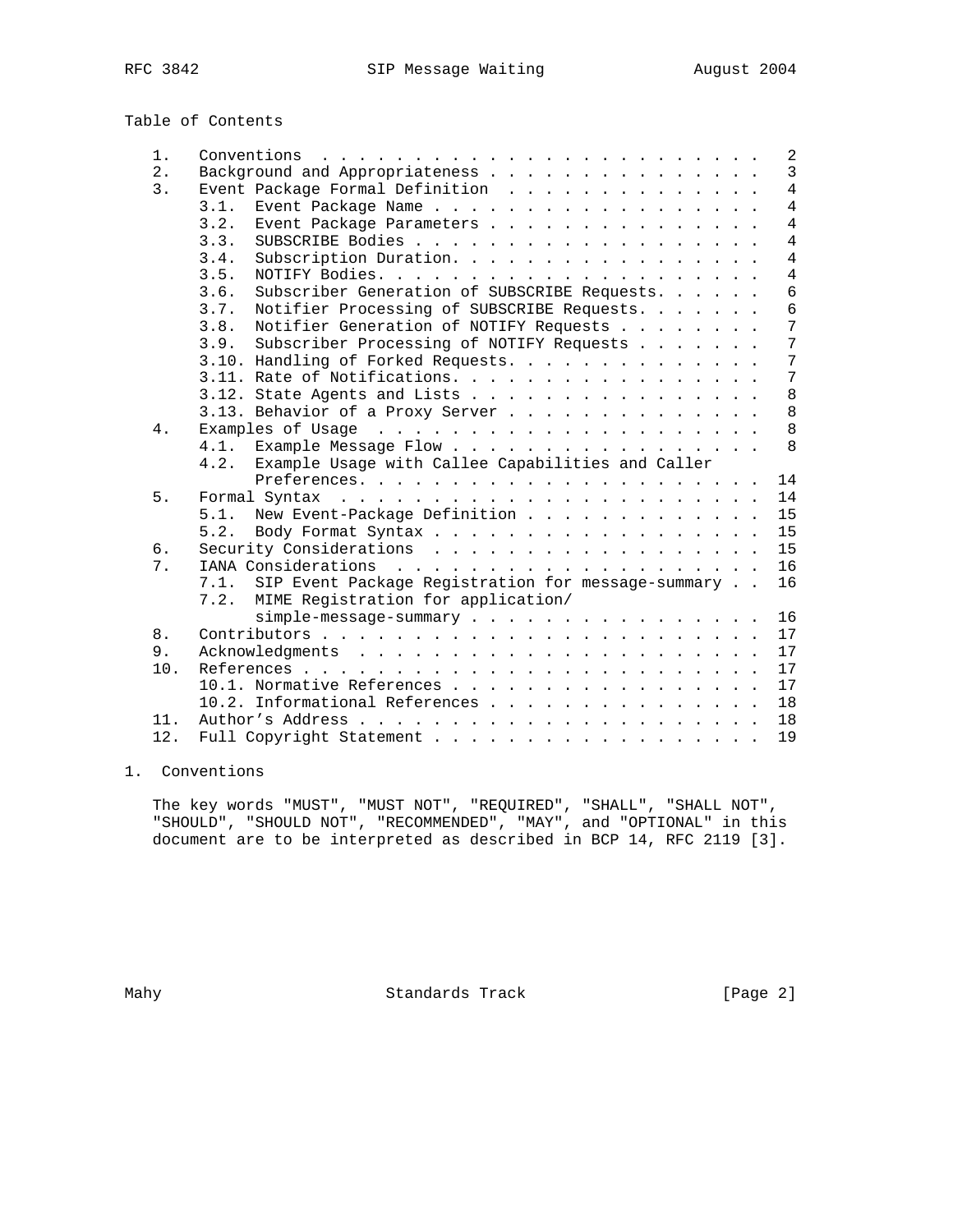## Table of Contents

```
   1.  Conventions  . . . . . . . . . . . . . . . . . . . . . . . .   2
   2.  Background and Appropriateness . . . . . . . . . . . . . . .   3
   3.  Event Package Formal Definition  . . . . . . . . . . . . . .   4
       3.1.  Event Package Name . . . . . . . . . . . . . . . . . .   4
       3.2.  Event Package Parameters . . . . . . . . . . . . . . .   4
       3.3.  SUBSCRIBE Bodies . . . . . . . . . . . . . . . . . . .   4
       3.4.  Subscription Duration. . . . . . . . . . . . . . . . .   4
       3.5.  NOTIFY Bodies. . . . . . . . . . . . . . . . . . . . .   4
       3.6.  Subscriber Generation of SUBSCRIBE Requests. . . . . .   6
       3.7.  Notifier Processing of SUBSCRIBE Requests. . . . . . .   6
       3.8.  Notifier Generation of NOTIFY Requests . . . . . . . .   7
       3.9.  Subscriber Processing of NOTIFY Requests . . . . . . .   7
       3.10. Handling of Forked Requests. . . . . . . . . . . . . .   7
       3.11. Rate of Notifications. . . . . . . . . . . . . . . . .   7
       3.12. State Agents and Lists . . . . . . . . . . . . . . . .   8
       3.13. Behavior of a Proxy Server . . . . . . . . . . . . . .   8
   4.  Examples of Usage  . . . . . . . . . . . . . . . . . . . . .   8
       4.1.  Example Message Flow . . . . . . . . . . . . . . . . .   8
       4.2.  Example Usage with Callee Capabilities and Caller
             Preferences. . . . . . . . . . . . . . . . . . . . . .  14
   5.  Formal Syntax  . . . . . . . . . . . . . . . . . . . . . . .  14
       5.1.  New Event-Package Definition . . . . . . . . . . . . .  15
       5.2.  Body Format Syntax . . . . . . . . . . . . . . . . . .  15
   6.  Security Considerations  . . . . . . . . . . . . . . . . . .  15
   7.  IANA Considerations  . . . . . . . . . . . . . . . . . . . .  16
       7.1.  SIP Event Package Registration for message-summary . .  16
       7.2.  MIME Registration for application/
             simple-message-summary . . . . . . . . . . . . . . . .  16
   8.  Contributors . . . . . . . . . . . . . . . . . . . . . . . .  17
   9.  Acknowledgments  . . . . . . . . . . . . . . . . . . . . . .  17
   10. References . . . . . . . . . . . . . . . . . . . . . . . . .  17
       10.1. Normative References . . . . . . . . . . . . . . . . .  17
       10.2. Informational References . . . . . . . . . . . . . . .  18
   11. Author's Address . . . . . . . . . . . . . . . . . . . . . .  18
   12. Full Copyright Statement . . . . . . . . . . . . . . . . . .  19
```

## 1. Conventions

The key words "MUST", "MUST NOT", "REQUIRED", "SHALL", "SHALL NOT", "SHOULD", "SHOULD NOT", "RECOMMENDED", "MAY", and "OPTIONAL" in this document are to be interpreted as described in BCP 14, RFC 2119 [3].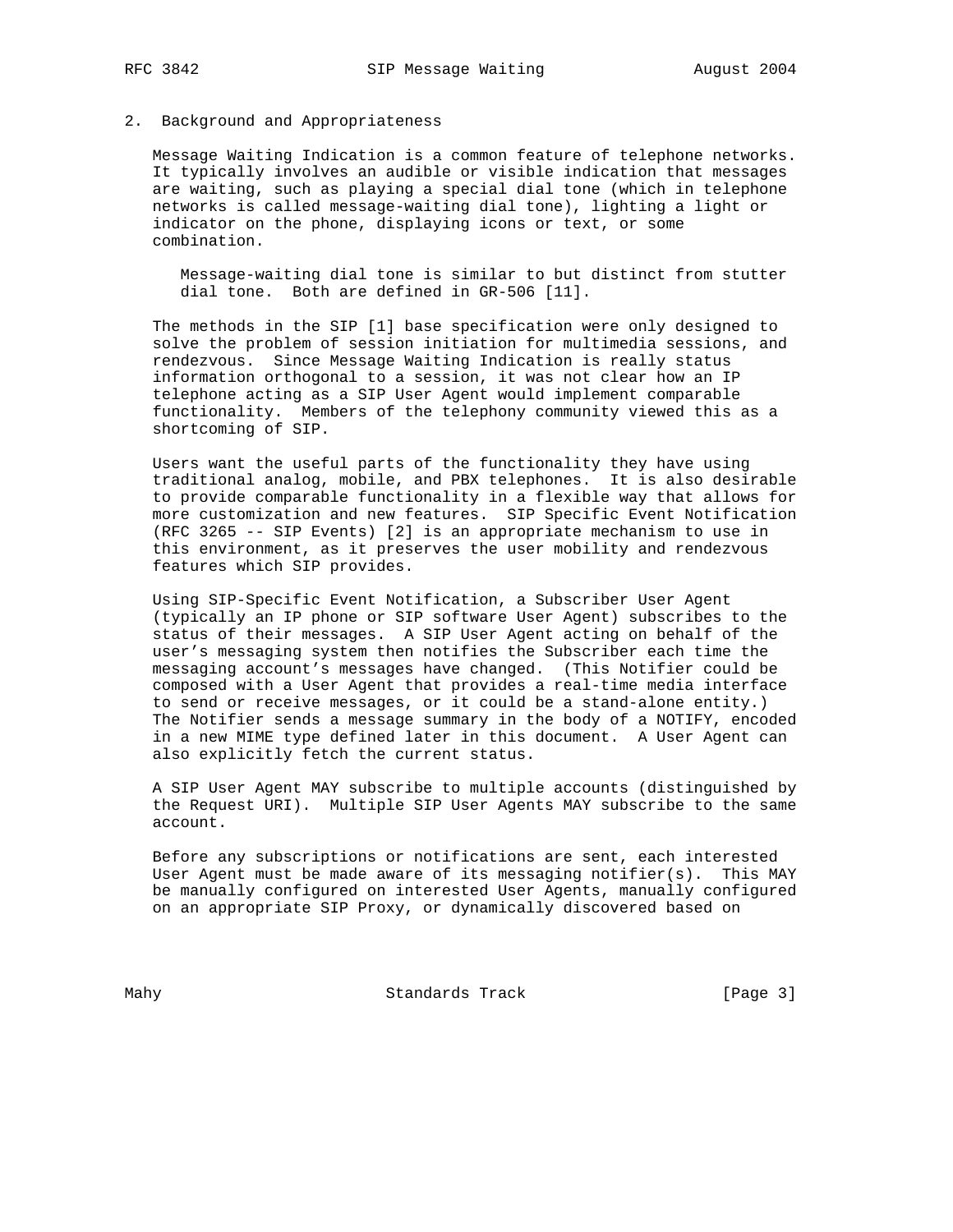## 2. Background and Appropriateness

Message Waiting Indication is a common feature of telephone networks. It typically involves an audible or visible indication that messages are waiting, such as playing a special dial tone (which in telephone networks is called message-waiting dial tone), lighting a light or indicator on the phone, displaying icons or text, or some combination.

> Message-waiting dial tone is similar to but distinct from stutter dial tone. Both are defined in GR-506 [11].

The methods in the SIP [1] base specification were only designed to solve the problem of session initiation for multimedia sessions, and rendezvous. Since Message Waiting Indication is really status information orthogonal to a session, it was not clear how an IP telephone acting as a SIP User Agent would implement comparable functionality. Members of the telephony community viewed this as a shortcoming of SIP.

Users want the useful parts of the functionality they have using traditional analog, mobile, and PBX telephones. It is also desirable to provide comparable functionality in a flexible way that allows for more customization and new features. SIP Specific Event Notification (RFC 3265 -- SIP Events) [2] is an appropriate mechanism to use in this environment, as it preserves the user mobility and rendezvous features which SIP provides.

Using SIP-Specific Event Notification, a Subscriber User Agent (typically an IP phone or SIP software User Agent) subscribes to the status of their messages. A SIP User Agent acting on behalf of the user's messaging system then notifies the Subscriber each time the messaging account's messages have changed. (This Notifier could be composed with a User Agent that provides a real-time media interface to send or receive messages, or it could be a stand-alone entity.) The Notifier sends a message summary in the body of a NOTIFY, encoded in a new MIME type defined later in this document. A User Agent can also explicitly fetch the current status.

A SIP User Agent MAY subscribe to multiple accounts (distinguished by the Request URI). Multiple SIP User Agents MAY subscribe to the same account.

Before any subscriptions or notifications are sent, each interested User Agent must be made aware of its messaging notifier(s). This MAY be manually configured on interested User Agents, manually configured on an appropriate SIP Proxy, or dynamically discovered based on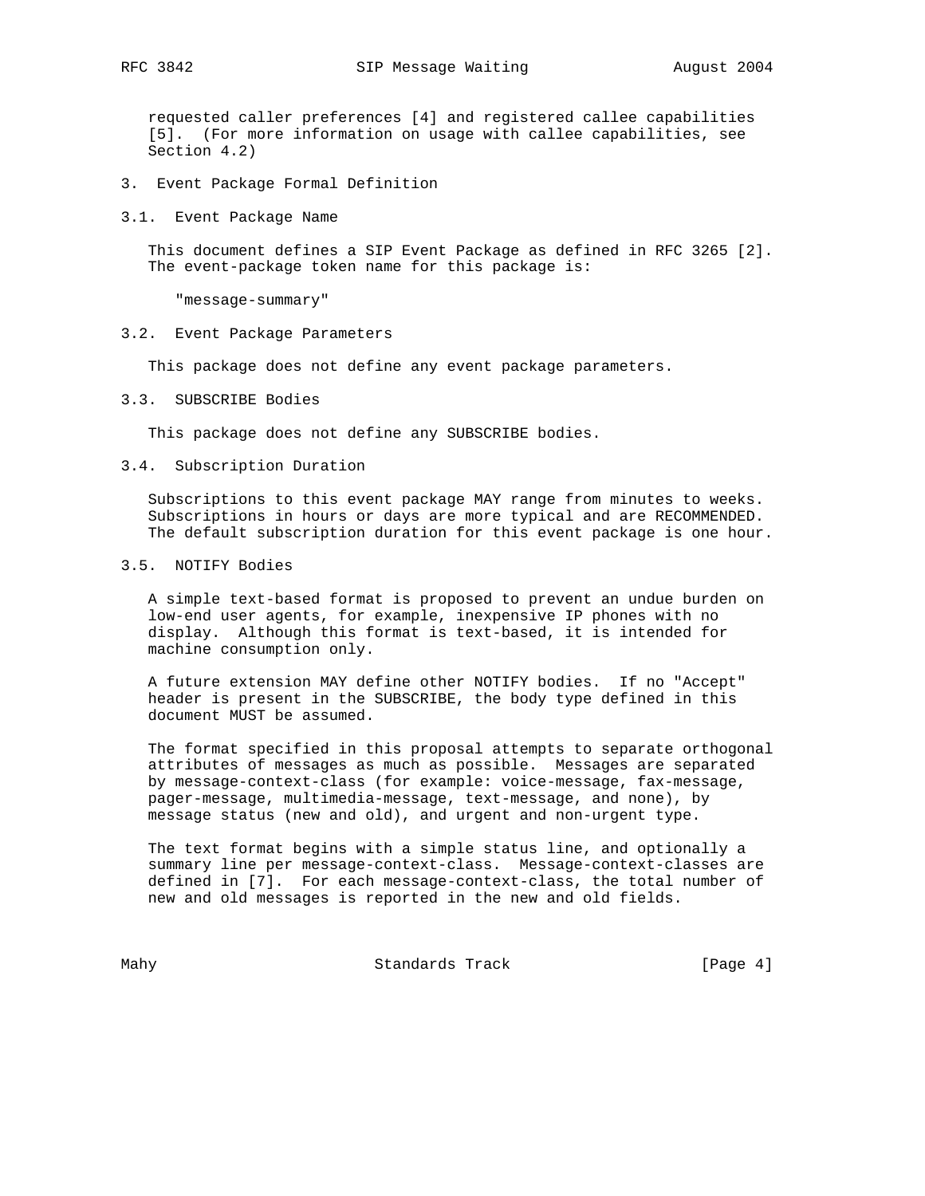requested caller preferences [4] and registered callee capabilities [5]. (For more information on usage with callee capabilities, see Section 4.2)

## 3. Event Package Formal Definition

### 3.1. Event Package Name

This document defines a SIP Event Package as defined in RFC 3265 [2]. The event-package token name for this package is:

"message-summary"

### 3.2. Event Package Parameters

This package does not define any event package parameters.

### 3.3. SUBSCRIBE Bodies

This package does not define any SUBSCRIBE bodies.

### 3.4. Subscription Duration

Subscriptions to this event package MAY range from minutes to weeks. Subscriptions in hours or days are more typical and are RECOMMENDED. The default subscription duration for this event package is one hour.

### 3.5. NOTIFY Bodies

A simple text-based format is proposed to prevent an undue burden on low-end user agents, for example, inexpensive IP phones with no display. Although this format is text-based, it is intended for machine consumption only.

A future extension MAY define other NOTIFY bodies. If no "Accept" header is present in the SUBSCRIBE, the body type defined in this document MUST be assumed.

The format specified in this proposal attempts to separate orthogonal attributes of messages as much as possible. Messages are separated by message-context-class (for example: voice-message, fax-message, pager-message, multimedia-message, text-message, and none), by message status (new and old), and urgent and non-urgent type.

The text format begins with a simple status line, and optionally a summary line per message-context-class. Message-context-classes are defined in [7]. For each message-context-class, the total number of new and old messages is reported in the new and old fields.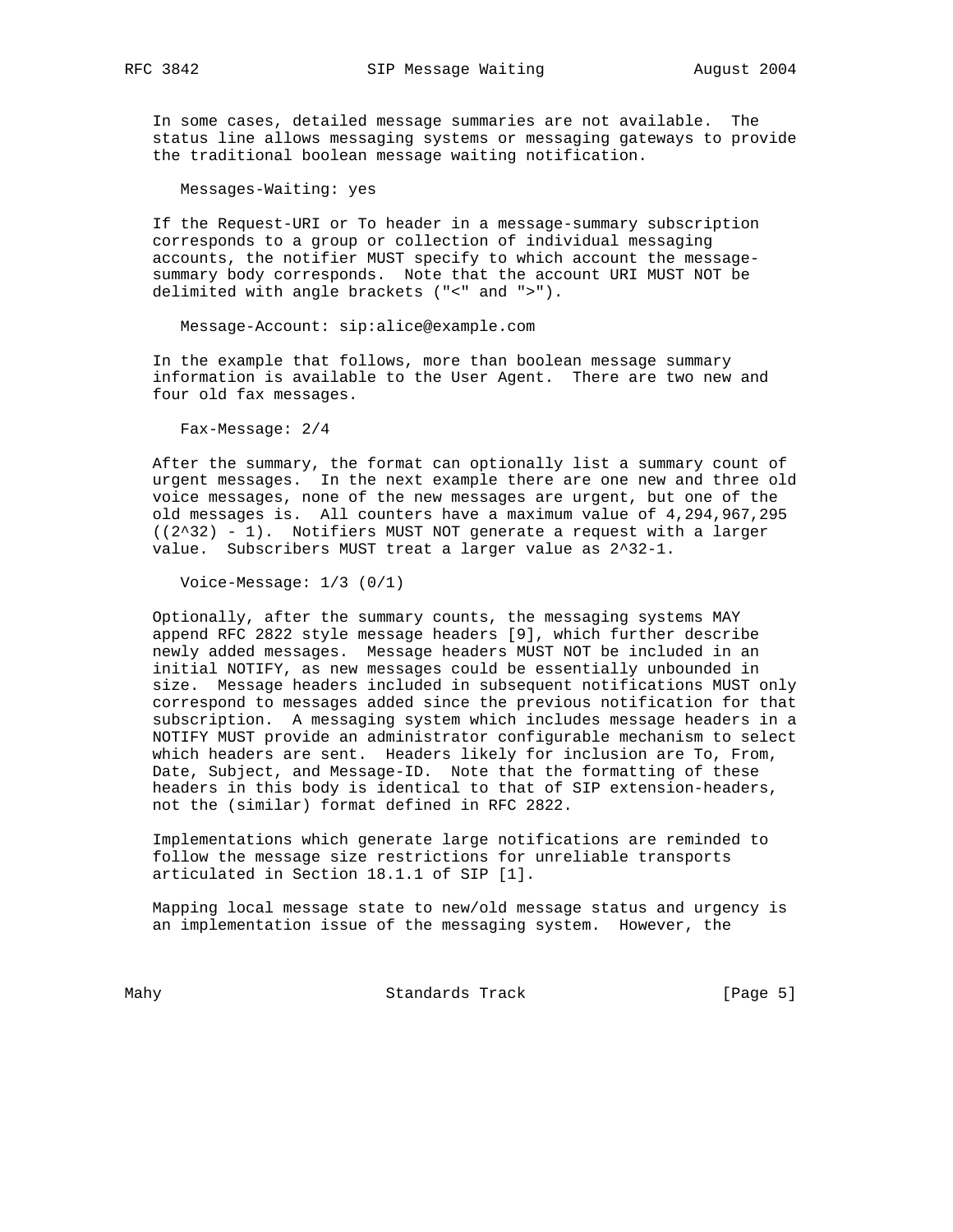In some cases, detailed message summaries are not available. The status line allows messaging systems or messaging gateways to provide the traditional boolean message waiting notification.

```
Messages-Waiting: yes
```

If the Request-URI or To header in a message-summary subscription corresponds to a group or collection of individual messaging accounts, the notifier MUST specify to which account the message-summary body corresponds. Note that the account URI MUST NOT be delimited with angle brackets ("<" and ">").

```
Message-Account: sip:alice@example.com
```

In the example that follows, more than boolean message summary information is available to the User Agent. There are two new and four old fax messages.

```
Fax-Message: 2/4
```

After the summary, the format can optionally list a summary count of urgent messages. In the next example there are one new and three old voice messages, none of the new messages are urgent, but one of the old messages is. All counters have a maximum value of 4,294,967,295 ($(2^{32}) - 1$). Notifiers MUST NOT generate a request with a larger value. Subscribers MUST treat a larger value as $2^{32}-1$.

```
Voice-Message: 1/3 (0/1)
```

Optionally, after the summary counts, the messaging systems MAY append RFC 2822 style message headers [9], which further describe newly added messages. Message headers MUST NOT be included in an initial NOTIFY, as new messages could be essentially unbounded in size. Message headers included in subsequent notifications MUST only correspond to messages added since the previous notification for that subscription. A messaging system which includes message headers in a NOTIFY MUST provide an administrator configurable mechanism to select which headers are sent. Headers likely for inclusion are To, From, Date, Subject, and Message-ID. Note that the formatting of these headers in this body is identical to that of SIP extension-headers, not the (similar) format defined in RFC 2822.

Implementations which generate large notifications are reminded to follow the message size restrictions for unreliable transports articulated in Section 18.1.1 of SIP [1].

Mapping local message state to new/old message status and urgency is an implementation issue of the messaging system. However, the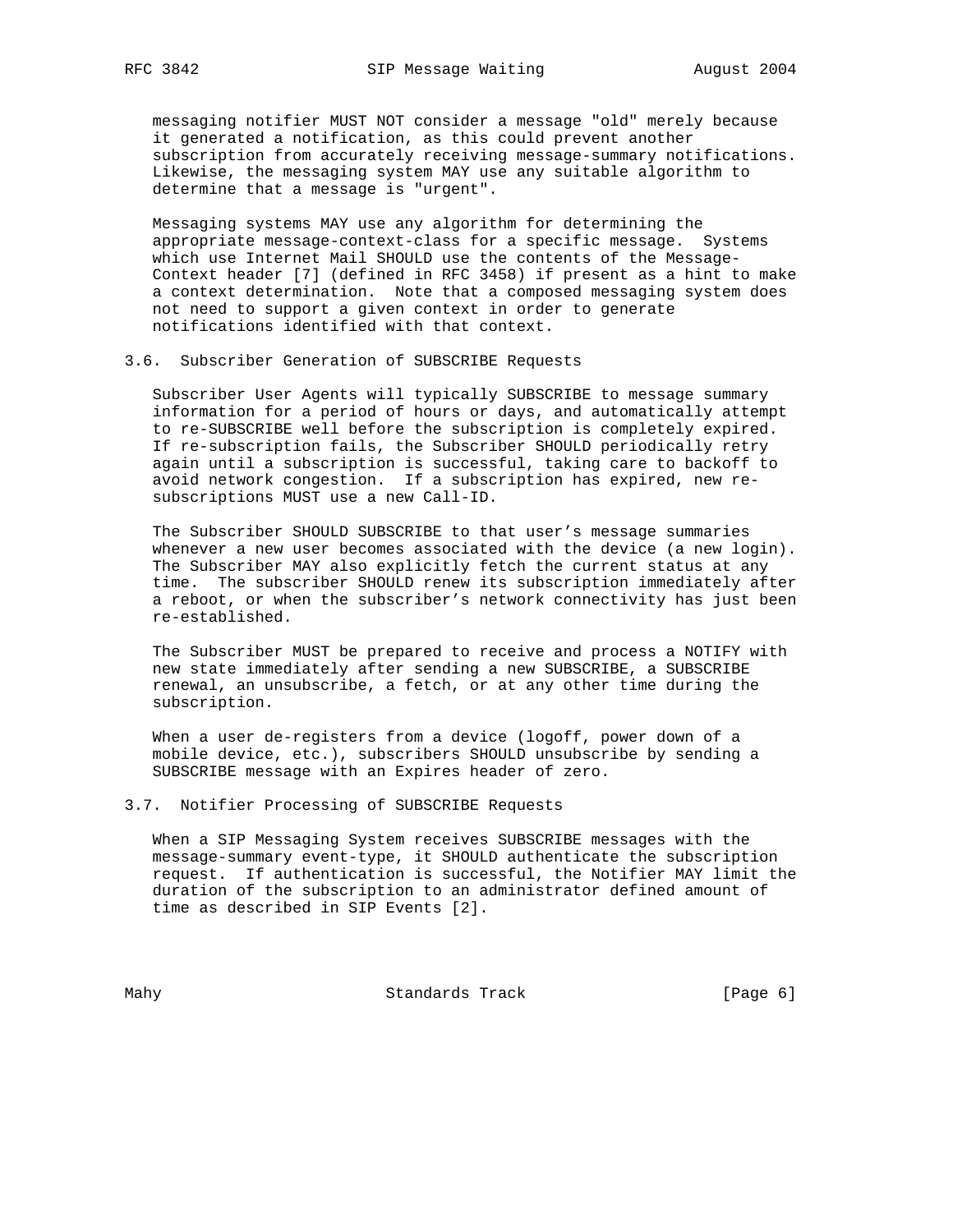messaging notifier MUST NOT consider a message "old" merely because it generated a notification, as this could prevent another subscription from accurately receiving message-summary notifications. Likewise, the messaging system MAY use any suitable algorithm to determine that a message is "urgent".

Messaging systems MAY use any algorithm for determining the appropriate message-context-class for a specific message. Systems which use Internet Mail SHOULD use the contents of the Message-Context header [7] (defined in RFC 3458) if present as a hint to make a context determination. Note that a composed messaging system does not need to support a given context in order to generate notifications identified with that context.

### 3.6. Subscriber Generation of SUBSCRIBE Requests

Subscriber User Agents will typically SUBSCRIBE to message summary information for a period of hours or days, and automatically attempt to re-SUBSCRIBE well before the subscription is completely expired. If re-subscription fails, the Subscriber SHOULD periodically retry again until a subscription is successful, taking care to backoff to avoid network congestion. If a subscription has expired, new re-subscriptions MUST use a new Call-ID.

The Subscriber SHOULD SUBSCRIBE to that user's message summaries whenever a new user becomes associated with the device (a new login). The Subscriber MAY also explicitly fetch the current status at any time. The subscriber SHOULD renew its subscription immediately after a reboot, or when the subscriber's network connectivity has just been re-established.

The Subscriber MUST be prepared to receive and process a NOTIFY with new state immediately after sending a new SUBSCRIBE, a SUBSCRIBE renewal, an unsubscribe, a fetch, or at any other time during the subscription.

When a user de-registers from a device (logoff, power down of a mobile device, etc.), subscribers SHOULD unsubscribe by sending a SUBSCRIBE message with an Expires header of zero.

### 3.7. Notifier Processing of SUBSCRIBE Requests

When a SIP Messaging System receives SUBSCRIBE messages with the message-summary event-type, it SHOULD authenticate the subscription request. If authentication is successful, the Notifier MAY limit the duration of the subscription to an administrator defined amount of time as described in SIP Events [2].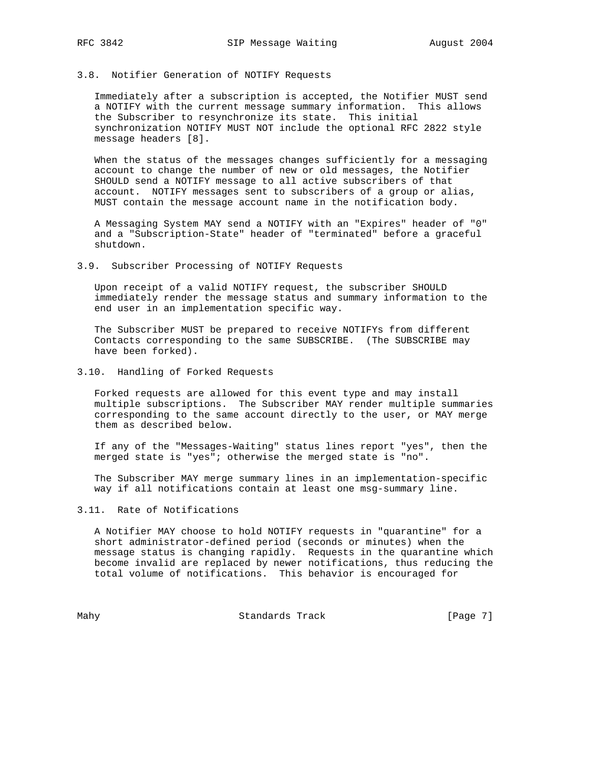### 3.8. Notifier Generation of NOTIFY Requests

Immediately after a subscription is accepted, the Notifier MUST send a NOTIFY with the current message summary information. This allows the Subscriber to resynchronize its state. This initial synchronization NOTIFY MUST NOT include the optional RFC 2822 style message headers [8].

When the status of the messages changes sufficiently for a messaging account to change the number of new or old messages, the Notifier SHOULD send a NOTIFY message to all active subscribers of that account. NOTIFY messages sent to subscribers of a group or alias, MUST contain the message account name in the notification body.

A Messaging System MAY send a NOTIFY with an "Expires" header of "0" and a "Subscription-State" header of "terminated" before a graceful shutdown.

### 3.9. Subscriber Processing of NOTIFY Requests

Upon receipt of a valid NOTIFY request, the subscriber SHOULD immediately render the message status and summary information to the end user in an implementation specific way.

The Subscriber MUST be prepared to receive NOTIFYs from different Contacts corresponding to the same SUBSCRIBE. (The SUBSCRIBE may have been forked).

### 3.10. Handling of Forked Requests

Forked requests are allowed for this event type and may install multiple subscriptions. The Subscriber MAY render multiple summaries corresponding to the same account directly to the user, or MAY merge them as described below.

If any of the "Messages-Waiting" status lines report "yes", then the merged state is "yes"; otherwise the merged state is "no".

The Subscriber MAY merge summary lines in an implementation-specific way if all notifications contain at least one msg-summary line.

### 3.11. Rate of Notifications

A Notifier MAY choose to hold NOTIFY requests in "quarantine" for a short administrator-defined period (seconds or minutes) when the message status is changing rapidly. Requests in the quarantine which become invalid are replaced by newer notifications, thus reducing the total volume of notifications. This behavior is encouraged for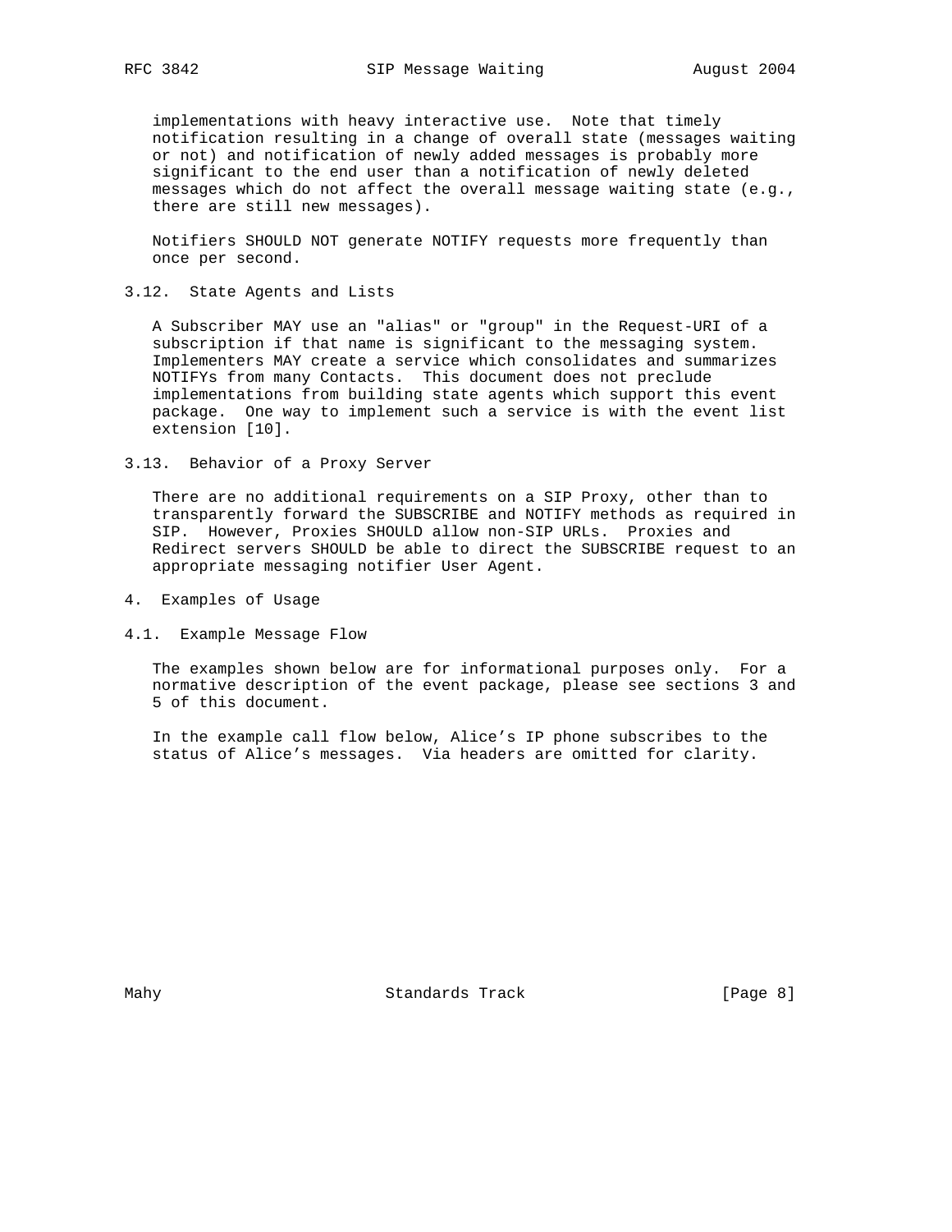implementations with heavy interactive use. Note that timely notification resulting in a change of overall state (messages waiting or not) and notification of newly added messages is probably more significant to the end user than a notification of newly deleted messages which do not affect the overall message waiting state (e.g., there are still new messages).

Notifiers SHOULD NOT generate NOTIFY requests more frequently than once per second.

### 3.12. State Agents and Lists

A Subscriber MAY use an "alias" or "group" in the Request-URI of a subscription if that name is significant to the messaging system. Implementers MAY create a service which consolidates and summarizes NOTIFYs from many Contacts. This document does not preclude implementations from building state agents which support this event package. One way to implement such a service is with the event list extension [10].

### 3.13. Behavior of a Proxy Server

There are no additional requirements on a SIP Proxy, other than to transparently forward the SUBSCRIBE and NOTIFY methods as required in SIP. However, Proxies SHOULD allow non-SIP URLs. Proxies and Redirect servers SHOULD be able to direct the SUBSCRIBE request to an appropriate messaging notifier User Agent.

## 4. Examples of Usage

### 4.1. Example Message Flow

The examples shown below are for informational purposes only. For a normative description of the event package, please see sections 3 and 5 of this document.

In the example call flow below, Alice's IP phone subscribes to the status of Alice's messages. Via headers are omitted for clarity.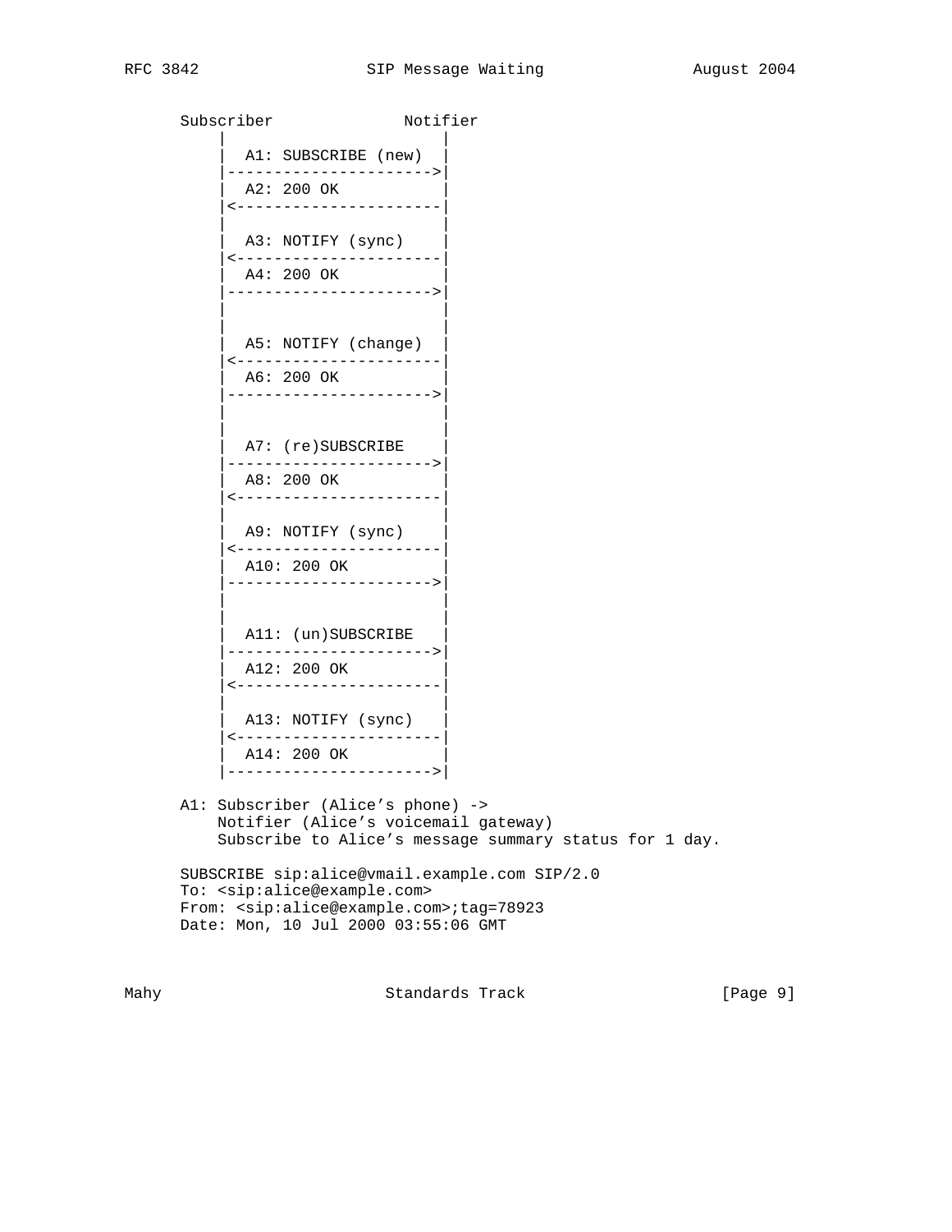```
     Subscriber              Notifier
         |                        |
         |  A1: SUBSCRIBE (new)   |
         |----------------------->|
         |  A2: 200 OK            |
         |<-----------------------|
         |                        |
         |  A3: NOTIFY (sync)     |
         |<-----------------------|
         |  A4: 200 OK            |
         |----------------------->|
         |                        |
         |                        |
         |  A5: NOTIFY (change)   |
         |<-----------------------|
         |  A6: 200 OK            |
         |----------------------->|
         |                        |
         |                        |
         |  A7: (re)SUBSCRIBE     |
         |----------------------->|
         |  A8: 200 OK            |
         |<-----------------------|
         |                        |
         |  A9: NOTIFY (sync)     |
         |<-----------------------|
         |  A10: 200 OK           |
         |----------------------->|
         |                        |
         |                        |
         |  A11: (un)SUBSCRIBE    |
         |----------------------->|
         |  A12: 200 OK           |
         |<-----------------------|
         |                        |
         |  A13: NOTIFY (sync)    |
         |<-----------------------|
         |  A14: 200 OK           |
         |----------------------->|
```

```
A1: Subscriber (Alice's phone) ->
    Notifier (Alice's voicemail gateway)
    Subscribe to Alice's message summary status for 1 day.

SUBSCRIBE sip:alice@vmail.example.com SIP/2.0
To: <sip:alice@example.com>
From: <sip:alice@example.com>;tag=78923
Date: Mon, 10 Jul 2000 03:55:06 GMT
```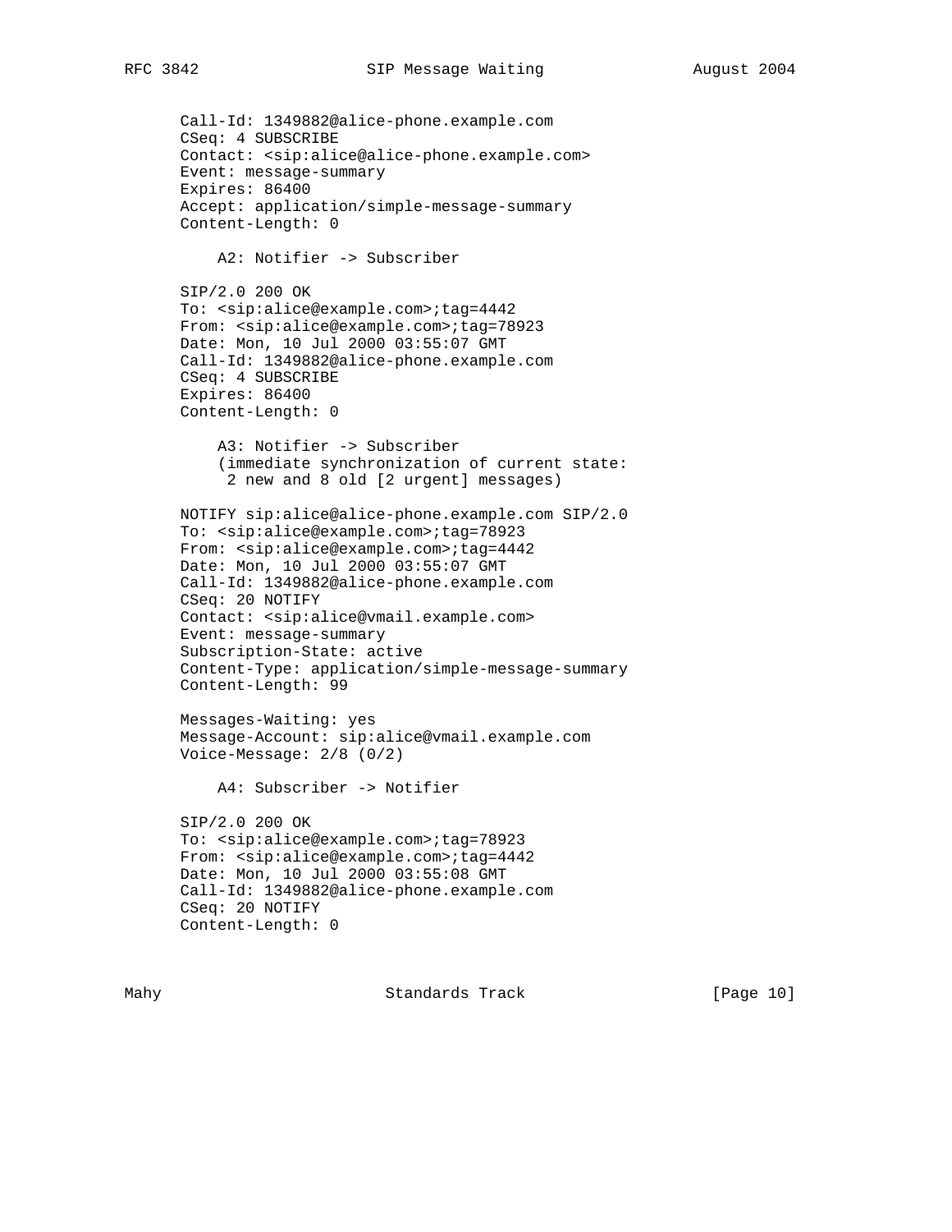```
   Call-Id: 1349882@alice-phone.example.com
   CSeq: 4 SUBSCRIBE
   Contact: <sip:alice@alice-phone.example.com>
   Event: message-summary
   Expires: 86400
   Accept: application/simple-message-summary
   Content-Length: 0

       A2: Notifier -> Subscriber

   SIP/2.0 200 OK
   To: <sip:alice@example.com>;tag=4442
   From: <sip:alice@example.com>;tag=78923
   Date: Mon, 10 Jul 2000 03:55:07 GMT
   Call-Id: 1349882@alice-phone.example.com
   CSeq: 4 SUBSCRIBE
   Expires: 86400
   Content-Length: 0

       A3: Notifier -> Subscriber
       (immediate synchronization of current state:
        2 new and 8 old [2 urgent] messages)

   NOTIFY sip:alice@alice-phone.example.com SIP/2.0
   To: <sip:alice@example.com>;tag=78923
   From: <sip:alice@example.com>;tag=4442
   Date: Mon, 10 Jul 2000 03:55:07 GMT
   Call-Id: 1349882@alice-phone.example.com
   CSeq: 20 NOTIFY
   Contact: <sip:alice@vmail.example.com>
   Event: message-summary
   Subscription-State: active
   Content-Type: application/simple-message-summary
   Content-Length: 99

   Messages-Waiting: yes
   Message-Account: sip:alice@vmail.example.com
   Voice-Message: 2/8 (0/2)

       A4: Subscriber -> Notifier

   SIP/2.0 200 OK
   To: <sip:alice@example.com>;tag=78923
   From: <sip:alice@example.com>;tag=4442
   Date: Mon, 10 Jul 2000 03:55:08 GMT
   Call-Id: 1349882@alice-phone.example.com
   CSeq: 20 NOTIFY
   Content-Length: 0
```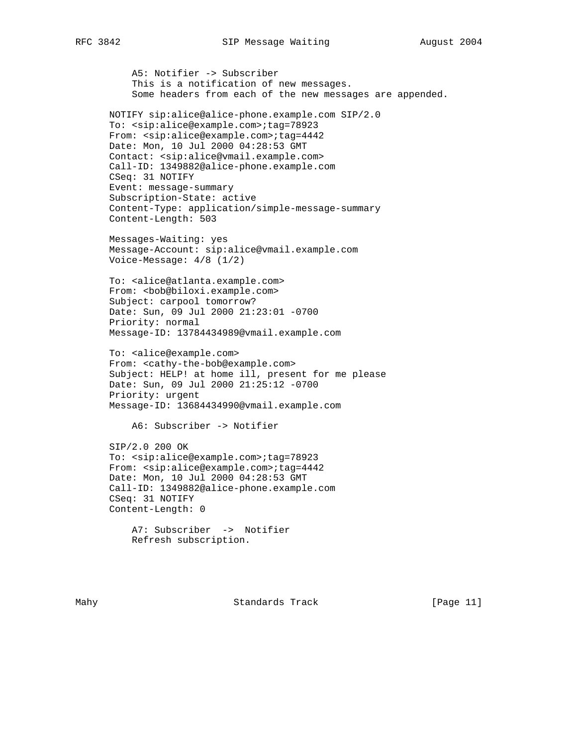A5: Notifier -> Subscriber
This is a notification of new messages.
Some headers from each of the new messages are appended.

```
NOTIFY sip:alice@alice-phone.example.com SIP/2.0
To: <sip:alice@example.com>;tag=78923
From: <sip:alice@example.com>;tag=4442
Date: Mon, 10 Jul 2000 04:28:53 GMT
Contact: <sip:alice@vmail.example.com>
Call-ID: 1349882@alice-phone.example.com
CSeq: 31 NOTIFY
Event: message-summary
Subscription-State: active
Content-Type: application/simple-message-summary
Content-Length: 503

Messages-Waiting: yes
Message-Account: sip:alice@vmail.example.com
Voice-Message: 4/8 (1/2)

To: <alice@atlanta.example.com>
From: <bob@biloxi.example.com>
Subject: carpool tomorrow?
Date: Sun, 09 Jul 2000 21:23:01 -0700
Priority: normal
Message-ID: 13784434989@vmail.example.com

To: <alice@example.com>
From: <cathy-the-bob@example.com>
Subject: HELP! at home ill, present for me please
Date: Sun, 09 Jul 2000 21:25:12 -0700
Priority: urgent
Message-ID: 13684434990@vmail.example.com
```

A6: Subscriber -> Notifier

```
SIP/2.0 200 OK
To: <sip:alice@example.com>;tag=78923
From: <sip:alice@example.com>;tag=4442
Date: Mon, 10 Jul 2000 04:28:53 GMT
Call-ID: 1349882@alice-phone.example.com
CSeq: 31 NOTIFY
Content-Length: 0
```

A7: Subscriber -> Notifier
Refresh subscription.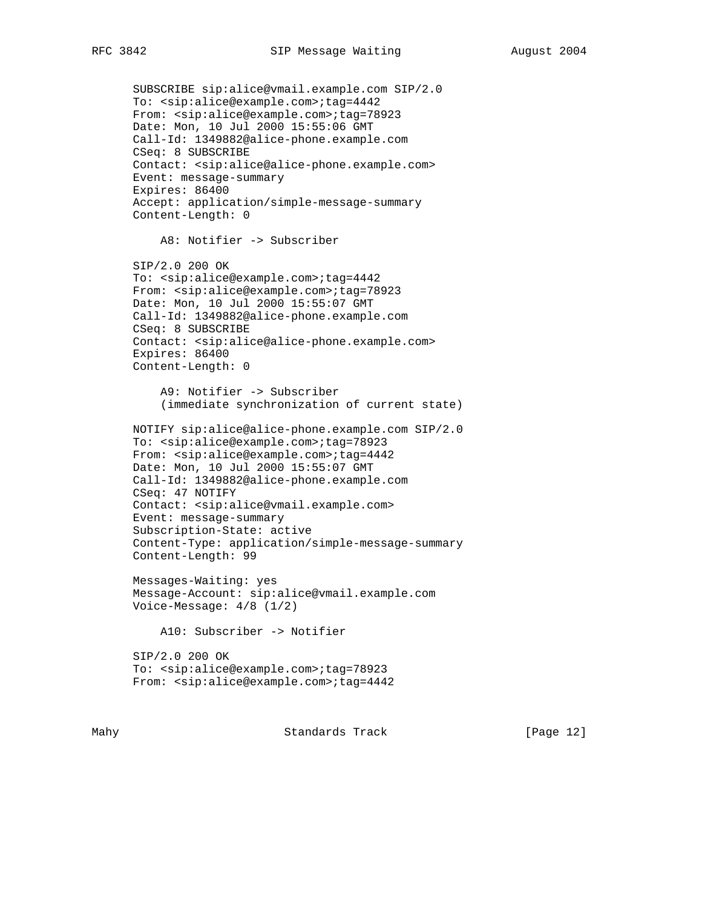```
SUBSCRIBE sip:alice@vmail.example.com SIP/2.0
To: <sip:alice@example.com>;tag=4442
From: <sip:alice@example.com>;tag=78923
Date: Mon, 10 Jul 2000 15:55:06 GMT
Call-Id: 1349882@alice-phone.example.com
CSeq: 8 SUBSCRIBE
Contact: <sip:alice@alice-phone.example.com>
Event: message-summary
Expires: 86400
Accept: application/simple-message-summary
Content-Length: 0

    A8: Notifier -> Subscriber

SIP/2.0 200 OK
To: <sip:alice@example.com>;tag=4442
From: <sip:alice@example.com>;tag=78923
Date: Mon, 10 Jul 2000 15:55:07 GMT
Call-Id: 1349882@alice-phone.example.com
CSeq: 8 SUBSCRIBE
Contact: <sip:alice@alice-phone.example.com>
Expires: 86400
Content-Length: 0

    A9: Notifier -> Subscriber
    (immediate synchronization of current state)

NOTIFY sip:alice@alice-phone.example.com SIP/2.0
To: <sip:alice@example.com>;tag=78923
From: <sip:alice@example.com>;tag=4442
Date: Mon, 10 Jul 2000 15:55:07 GMT
Call-Id: 1349882@alice-phone.example.com
CSeq: 47 NOTIFY
Contact: <sip:alice@vmail.example.com>
Event: message-summary
Subscription-State: active
Content-Type: application/simple-message-summary
Content-Length: 99

Messages-Waiting: yes
Message-Account: sip:alice@vmail.example.com
Voice-Message: 4/8 (1/2)

    A10: Subscriber -> Notifier

SIP/2.0 200 OK
To: <sip:alice@example.com>;tag=78923
From: <sip:alice@example.com>;tag=4442
```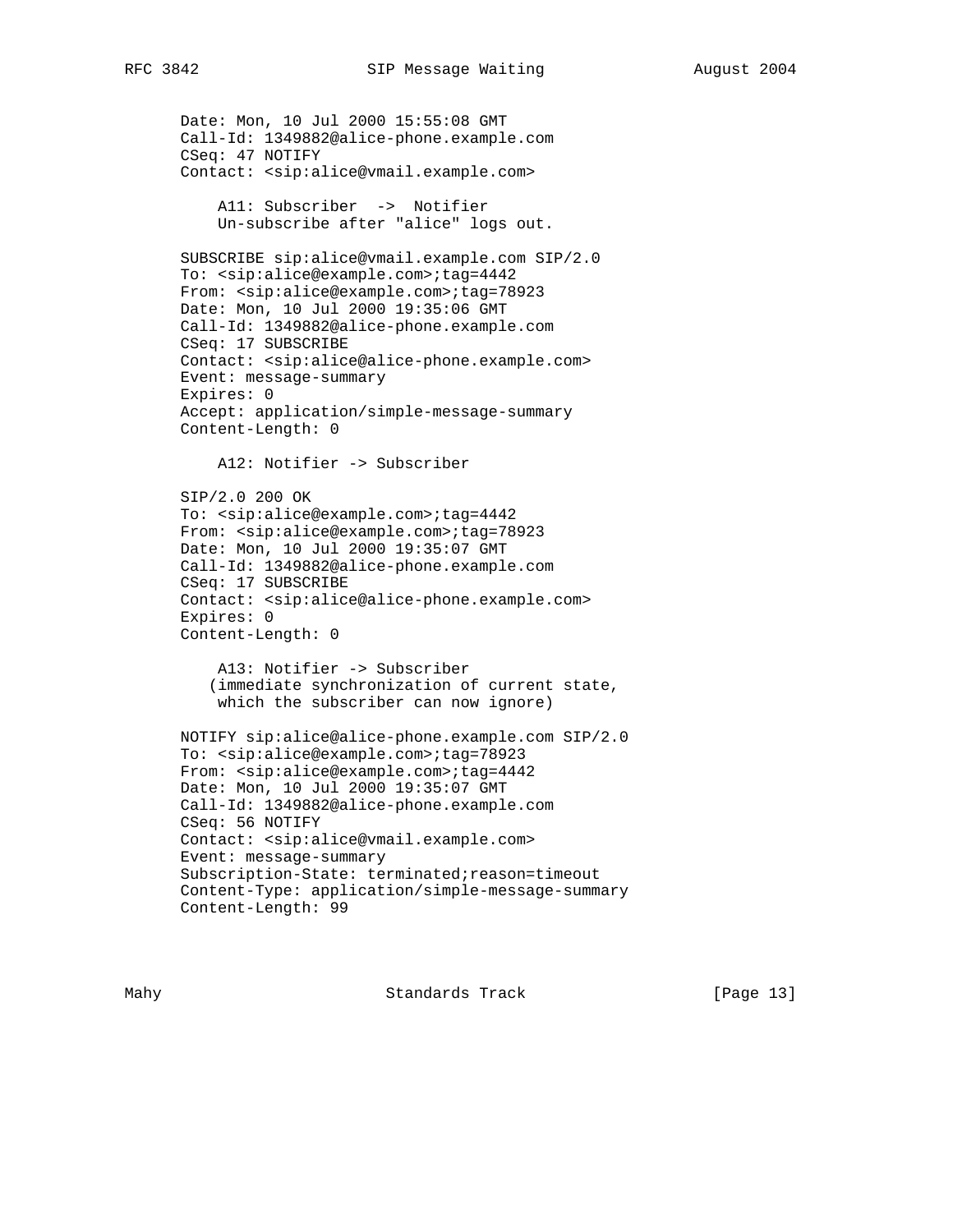```
Date: Mon, 10 Jul 2000 15:55:08 GMT
Call-Id: 1349882@alice-phone.example.com
CSeq: 47 NOTIFY
Contact: <sip:alice@vmail.example.com>
```

A11: Subscriber -> Notifier
Un-subscribe after "alice" logs out.

```
SUBSCRIBE sip:alice@vmail.example.com SIP/2.0
To: <sip:alice@example.com>;tag=4442
From: <sip:alice@example.com>;tag=78923
Date: Mon, 10 Jul 2000 19:35:06 GMT
Call-Id: 1349882@alice-phone.example.com
CSeq: 17 SUBSCRIBE
Contact: <sip:alice@alice-phone.example.com>
Event: message-summary
Expires: 0
Accept: application/simple-message-summary
Content-Length: 0
```

A12: Notifier -> Subscriber

```
SIP/2.0 200 OK
To: <sip:alice@example.com>;tag=4442
From: <sip:alice@example.com>;tag=78923
Date: Mon, 10 Jul 2000 19:35:07 GMT
Call-Id: 1349882@alice-phone.example.com
CSeq: 17 SUBSCRIBE
Contact: <sip:alice@alice-phone.example.com>
Expires: 0
Content-Length: 0
```

A13: Notifier -> Subscriber
(immediate synchronization of current state,
which the subscriber can now ignore)

```
NOTIFY sip:alice@alice-phone.example.com SIP/2.0
To: <sip:alice@example.com>;tag=78923
From: <sip:alice@example.com>;tag=4442
Date: Mon, 10 Jul 2000 19:35:07 GMT
Call-Id: 1349882@alice-phone.example.com
CSeq: 56 NOTIFY
Contact: <sip:alice@vmail.example.com>
Event: message-summary
Subscription-State: terminated;reason=timeout
Content-Type: application/simple-message-summary
Content-Length: 99
```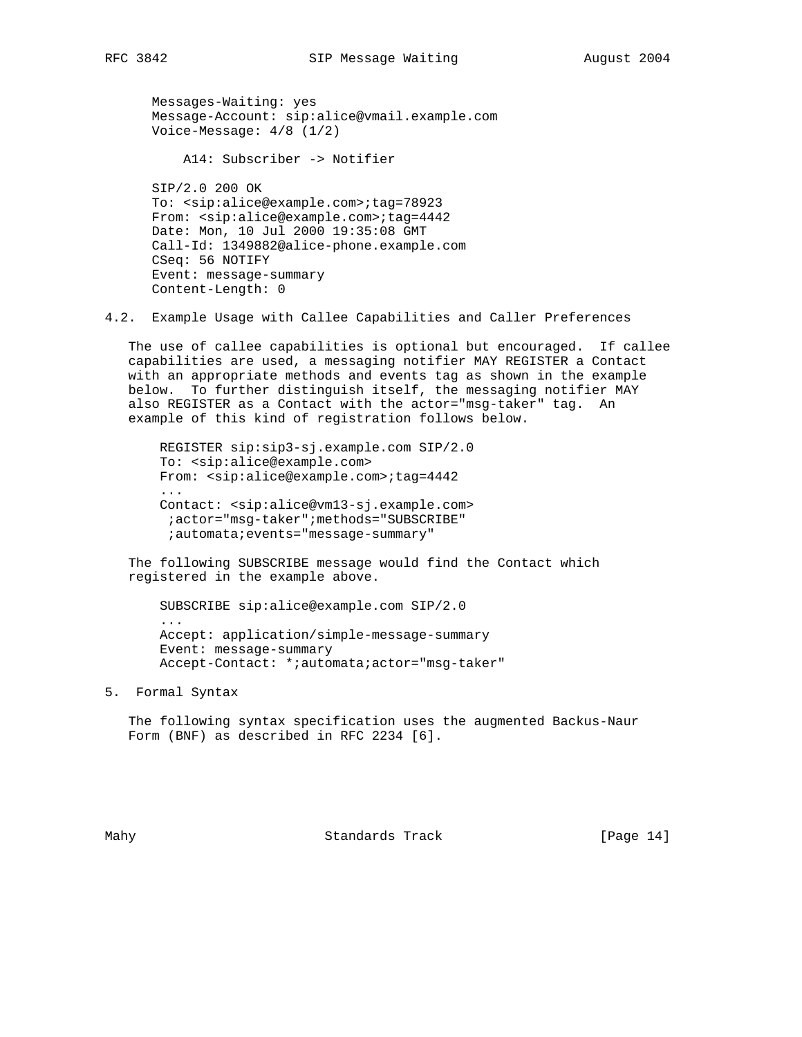```
Messages-Waiting: yes
Message-Account: sip:alice@vmail.example.com
Voice-Message: 4/8 (1/2)

    A14: Subscriber -> Notifier

SIP/2.0 200 OK
To: <sip:alice@example.com>;tag=78923
From: <sip:alice@example.com>;tag=4442
Date: Mon, 10 Jul 2000 19:35:08 GMT
Call-Id: 1349882@alice-phone.example.com
CSeq: 56 NOTIFY
Event: message-summary
Content-Length: 0
```

### 4.2. Example Usage with Callee Capabilities and Caller Preferences

The use of callee capabilities is optional but encouraged. If callee capabilities are used, a messaging notifier MAY REGISTER a Contact with an appropriate methods and events tag as shown in the example below. To further distinguish itself, the messaging notifier MAY also REGISTER as a Contact with the actor="msg-taker" tag. An example of this kind of registration follows below.

```
REGISTER sip:sip3-sj.example.com SIP/2.0
To: <sip:alice@example.com>
From: <sip:alice@example.com>;tag=4442
...
Contact: <sip:alice@vm13-sj.example.com>
 ;actor="msg-taker";methods="SUBSCRIBE"
 ;automata;events="message-summary"
```

The following SUBSCRIBE message would find the Contact which registered in the example above.

```
SUBSCRIBE sip:alice@example.com SIP/2.0
...
Accept: application/simple-message-summary
Event: message-summary
Accept-Contact: *;automata;actor="msg-taker"
```

## 5. Formal Syntax

The following syntax specification uses the augmented Backus-Naur Form (BNF) as described in RFC 2234 [6].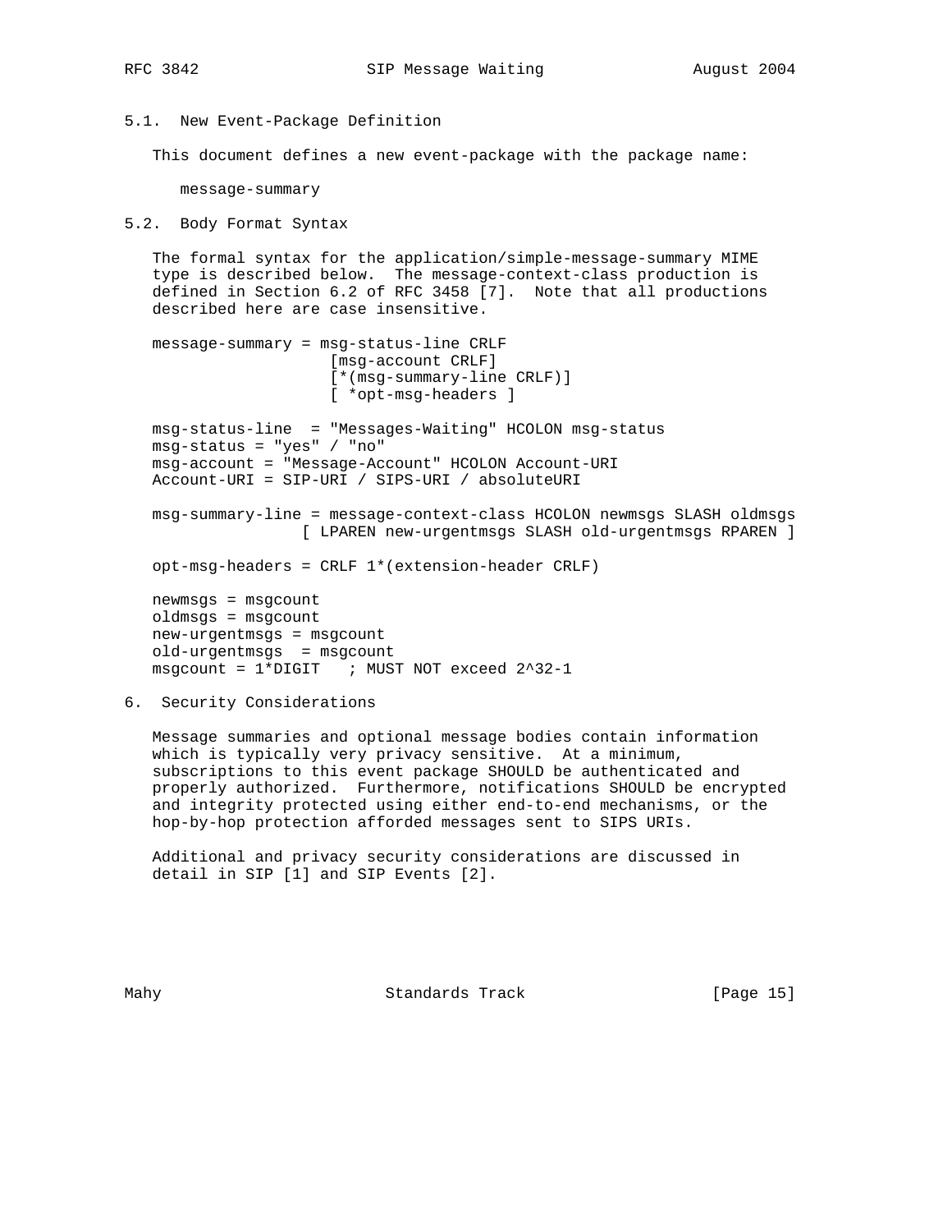## 5.1. New Event-Package Definition

This document defines a new event-package with the package name:

message-summary

## 5.2. Body Format Syntax

The formal syntax for the application/simple-message-summary MIME type is described below. The message-context-class production is defined in Section 6.2 of RFC 3458 [7]. Note that all productions described here are case insensitive.

```
message-summary = msg-status-line CRLF
                   [msg-account CRLF]
                   [*(msg-summary-line CRLF)]
                   [ *opt-msg-headers ]

msg-status-line  = "Messages-Waiting" HCOLON msg-status
msg-status = "yes" / "no"
msg-account = "Message-Account" HCOLON Account-URI
Account-URI = SIP-URI / SIPS-URI / absoluteURI

msg-summary-line = message-context-class HCOLON newmsgs SLASH oldmsgs
                 [ LPAREN new-urgentmsgs SLASH old-urgentmsgs RPAREN ]

opt-msg-headers = CRLF 1*(extension-header CRLF)

newmsgs = msgcount
oldmsgs = msgcount
new-urgentmsgs = msgcount
old-urgentmsgs  = msgcount
msgcount = 1*DIGIT   ; MUST NOT exceed 2^32-1
```

# 6. Security Considerations

Message summaries and optional message bodies contain information which is typically very privacy sensitive. At a minimum, subscriptions to this event package SHOULD be authenticated and properly authorized. Furthermore, notifications SHOULD be encrypted and integrity protected using either end-to-end mechanisms, or the hop-by-hop protection afforded messages sent to SIPS URIs.

Additional and privacy security considerations are discussed in detail in SIP [1] and SIP Events [2].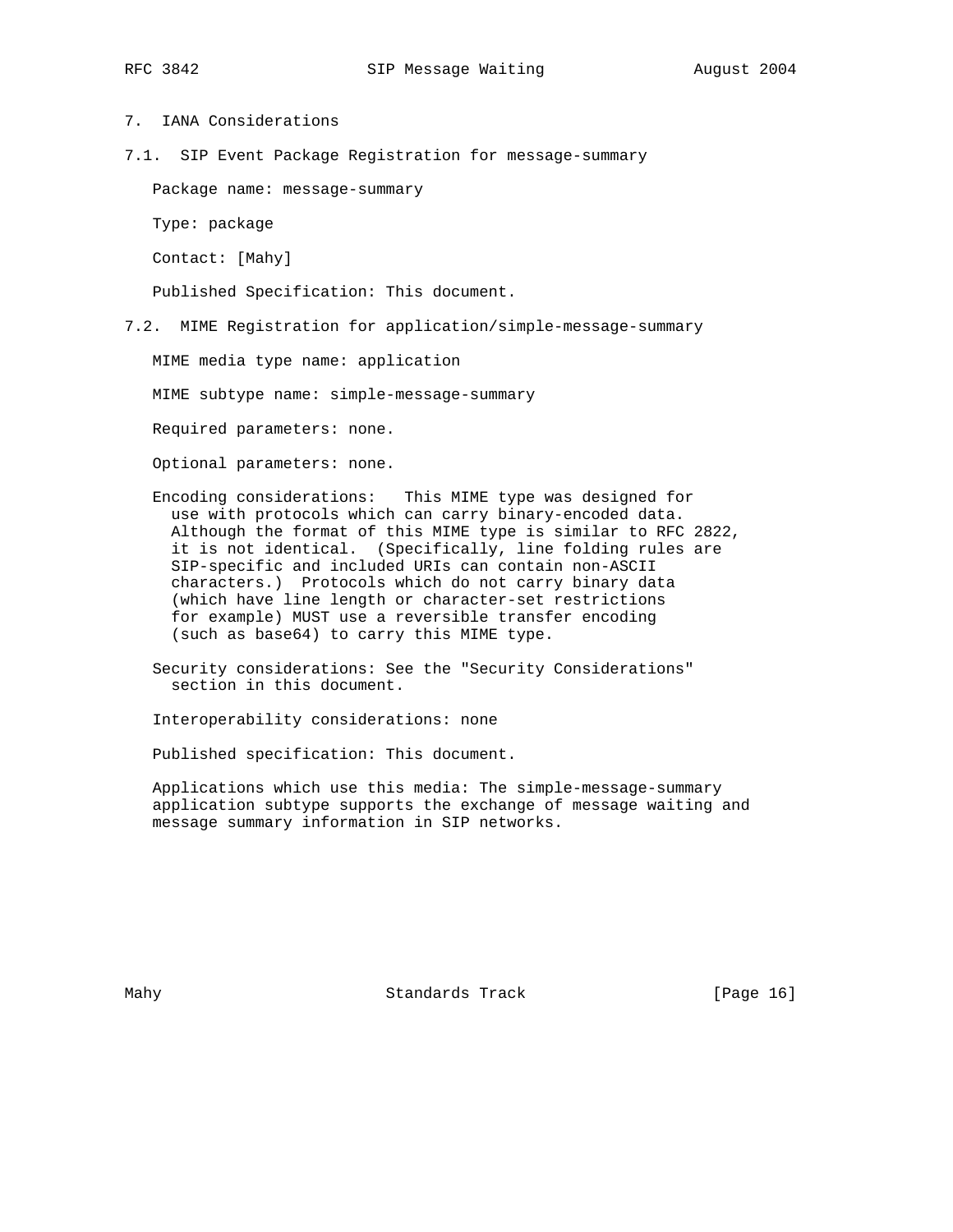## 7. IANA Considerations

### 7.1. SIP Event Package Registration for message-summary

Package name: message-summary

Type: package

Contact: [Mahy]

Published Specification: This document.

### 7.2. MIME Registration for application/simple-message-summary

MIME media type name: application

MIME subtype name: simple-message-summary

Required parameters: none.

Optional parameters: none.

Encoding considerations: This MIME type was designed for use with protocols which can carry binary-encoded data. Although the format of this MIME type is similar to RFC 2822, it is not identical. (Specifically, line folding rules are SIP-specific and included URIs can contain non-ASCII characters.) Protocols which do not carry binary data (which have line length or character-set restrictions for example) MUST use a reversible transfer encoding (such as base64) to carry this MIME type.

Security considerations: See the "Security Considerations" section in this document.

Interoperability considerations: none

Published specification: This document.

Applications which use this media: The simple-message-summary application subtype supports the exchange of message waiting and message summary information in SIP networks.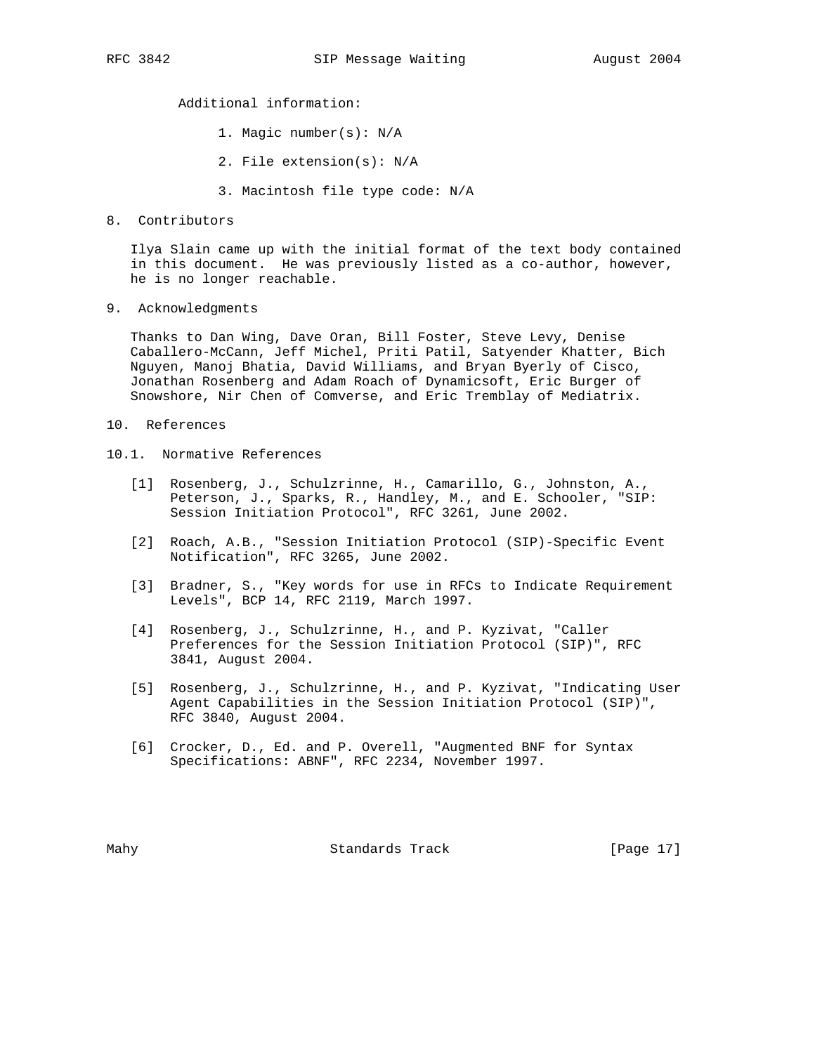Additional information:

1. Magic number(s): N/A

2. File extension(s): N/A

3. Macintosh file type code: N/A

## 8. Contributors

Ilya Slain came up with the initial format of the text body contained in this document. He was previously listed as a co-author, however, he is no longer reachable.

## 9. Acknowledgments

Thanks to Dan Wing, Dave Oran, Bill Foster, Steve Levy, Denise Caballero-McCann, Jeff Michel, Priti Patil, Satyender Khatter, Bich Nguyen, Manoj Bhatia, David Williams, and Bryan Byerly of Cisco, Jonathan Rosenberg and Adam Roach of Dynamicsoft, Eric Burger of Snowshore, Nir Chen of Comverse, and Eric Tremblay of Mediatrix.

## 10. References

### 10.1. Normative References

[1] Rosenberg, J., Schulzrinne, H., Camarillo, G., Johnston, A., Peterson, J., Sparks, R., Handley, M., and E. Schooler, "SIP: Session Initiation Protocol", RFC 3261, June 2002.

[2] Roach, A.B., "Session Initiation Protocol (SIP)-Specific Event Notification", RFC 3265, June 2002.

[3] Bradner, S., "Key words for use in RFCs to Indicate Requirement Levels", BCP 14, RFC 2119, March 1997.

[4] Rosenberg, J., Schulzrinne, H., and P. Kyzivat, "Caller Preferences for the Session Initiation Protocol (SIP)", RFC 3841, August 2004.

[5] Rosenberg, J., Schulzrinne, H., and P. Kyzivat, "Indicating User Agent Capabilities in the Session Initiation Protocol (SIP)", RFC 3840, August 2004.

[6] Crocker, D., Ed. and P. Overell, "Augmented BNF for Syntax Specifications: ABNF", RFC 2234, November 1997.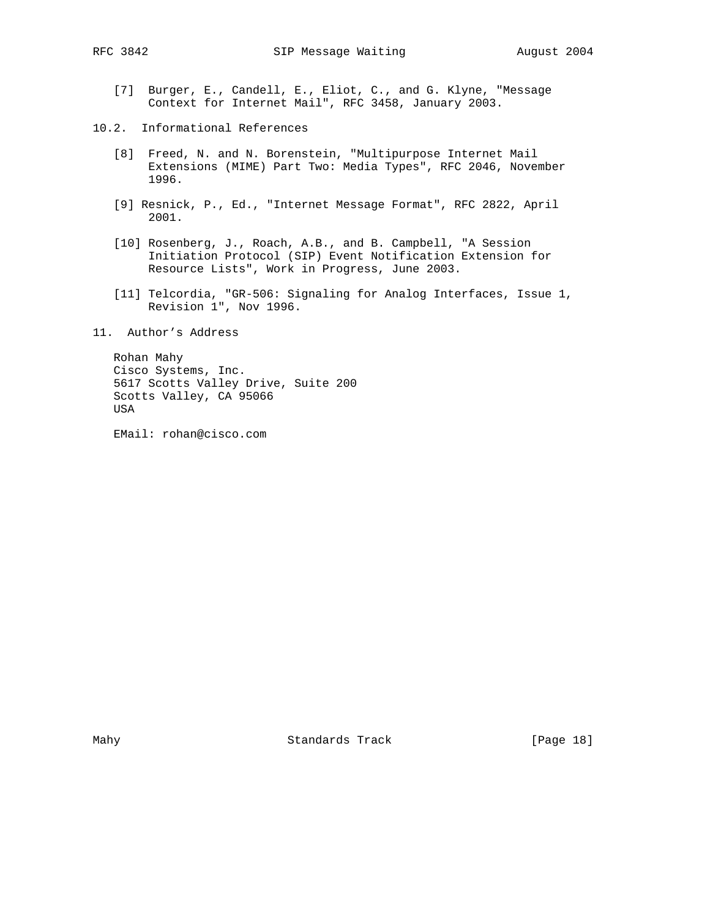[7] Burger, E., Candell, E., Eliot, C., and G. Klyne, "Message Context for Internet Mail", RFC 3458, January 2003.

## 10.2. Informational References

[8] Freed, N. and N. Borenstein, "Multipurpose Internet Mail Extensions (MIME) Part Two: Media Types", RFC 2046, November 1996.

[9] Resnick, P., Ed., "Internet Message Format", RFC 2822, April 2001.

[10] Rosenberg, J., Roach, A.B., and B. Campbell, "A Session Initiation Protocol (SIP) Event Notification Extension for Resource Lists", Work in Progress, June 2003.

[11] Telcordia, "GR-506: Signaling for Analog Interfaces, Issue 1, Revision 1", Nov 1996.

# 11. Author's Address

Rohan Mahy
Cisco Systems, Inc.
5617 Scotts Valley Drive, Suite 200
Scotts Valley, CA 95066
USA

EMail: rohan@cisco.com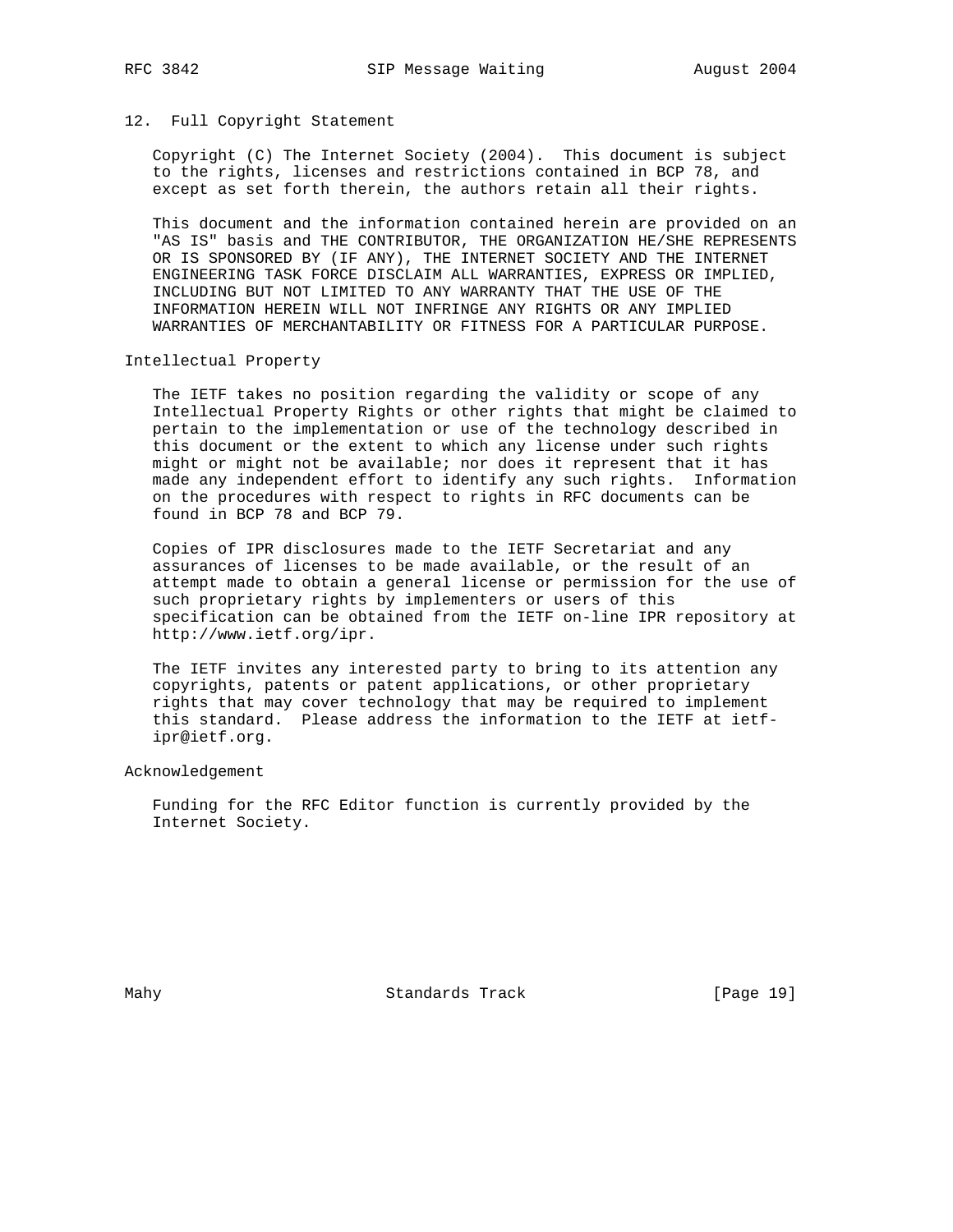## 12. Full Copyright Statement

Copyright (C) The Internet Society (2004). This document is subject to the rights, licenses and restrictions contained in BCP 78, and except as set forth therein, the authors retain all their rights.

This document and the information contained herein are provided on an "AS IS" basis and THE CONTRIBUTOR, THE ORGANIZATION HE/SHE REPRESENTS OR IS SPONSORED BY (IF ANY), THE INTERNET SOCIETY AND THE INTERNET ENGINEERING TASK FORCE DISCLAIM ALL WARRANTIES, EXPRESS OR IMPLIED, INCLUDING BUT NOT LIMITED TO ANY WARRANTY THAT THE USE OF THE INFORMATION HEREIN WILL NOT INFRINGE ANY RIGHTS OR ANY IMPLIED WARRANTIES OF MERCHANTABILITY OR FITNESS FOR A PARTICULAR PURPOSE.

### Intellectual Property

The IETF takes no position regarding the validity or scope of any Intellectual Property Rights or other rights that might be claimed to pertain to the implementation or use of the technology described in this document or the extent to which any license under such rights might or might not be available; nor does it represent that it has made any independent effort to identify any such rights. Information on the procedures with respect to rights in RFC documents can be found in BCP 78 and BCP 79.

Copies of IPR disclosures made to the IETF Secretariat and any assurances of licenses to be made available, or the result of an attempt made to obtain a general license or permission for the use of such proprietary rights by implementers or users of this specification can be obtained from the IETF on-line IPR repository at http://www.ietf.org/ipr.

The IETF invites any interested party to bring to its attention any copyrights, patents or patent applications, or other proprietary rights that may cover technology that may be required to implement this standard. Please address the information to the IETF at ietf-ipr@ietf.org.

### Acknowledgement

Funding for the RFC Editor function is currently provided by the Internet Society.